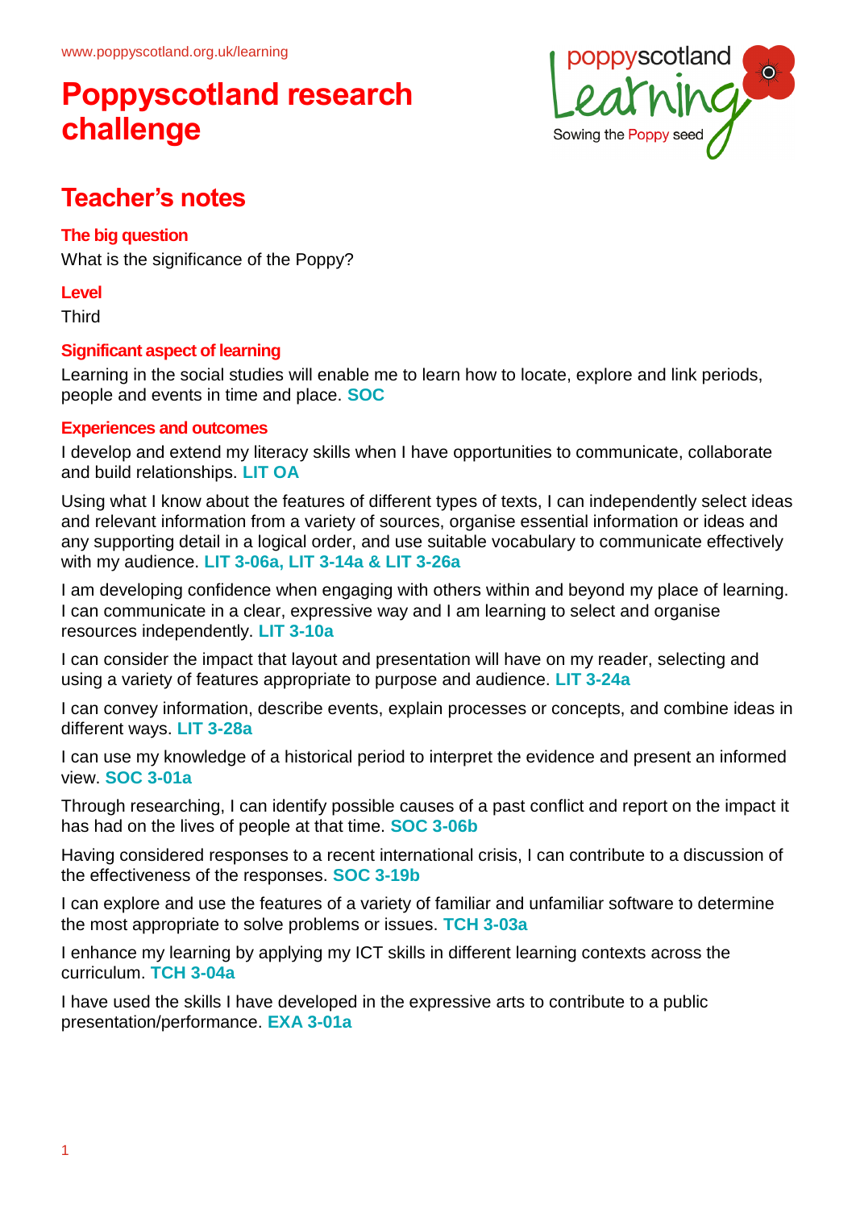www.poppyscotland.org.uk/learning

# Poppyscotland research challenge

poppyscotland Learning
Sowing the Poppy seed

## Teacher's notes

### The big question

What is the significance of the Poppy?

### Level

Third

### Significant aspect of learning

Learning in the social studies will enable me to learn how to locate, explore and link periods, people and events in time and place. **SOC**

### Experiences and outcomes

I develop and extend my literacy skills when I have opportunities to communicate, collaborate and build relationships. **LIT OA**

Using what I know about the features of different types of texts, I can independently select ideas and relevant information from a variety of sources, organise essential information or ideas and any supporting detail in a logical order, and use suitable vocabulary to communicate effectively with my audience. **LIT 3-06a, LIT 3-14a & LIT 3-26a**

I am developing confidence when engaging with others within and beyond my place of learning. I can communicate in a clear, expressive way and I am learning to select and organise resources independently. **LIT 3-10a**

I can consider the impact that layout and presentation will have on my reader, selecting and using a variety of features appropriate to purpose and audience. **LIT 3-24a**

I can convey information, describe events, explain processes or concepts, and combine ideas in different ways. **LIT 3-28a**

I can use my knowledge of a historical period to interpret the evidence and present an informed view. **SOC 3-01a**

Through researching, I can identify possible causes of a past conflict and report on the impact it has had on the lives of people at that time. **SOC 3-06b**

Having considered responses to a recent international crisis, I can contribute to a discussion of the effectiveness of the responses. **SOC 3-19b**

I can explore and use the features of a variety of familiar and unfamiliar software to determine the most appropriate to solve problems or issues. **TCH 3-03a**

I enhance my learning by applying my ICT skills in different learning contexts across the curriculum. **TCH 3-04a**

I have used the skills I have developed in the expressive arts to contribute to a public presentation/performance. **EXA 3-01a**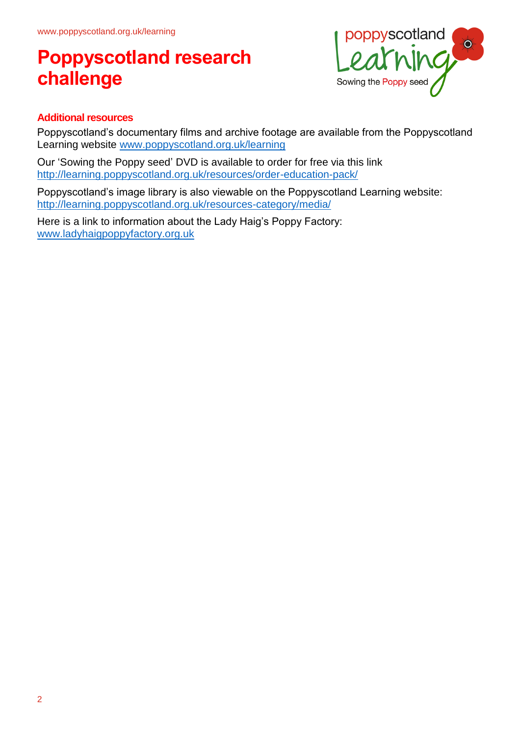# Poppyscotland research challenge

## Additional resources

Poppyscotland's documentary films and archive footage are available from the Poppyscotland Learning website www.poppyscotland.org.uk/learning

Our 'Sowing the Poppy seed' DVD is available to order for free via this link http://learning.poppyscotland.org.uk/resources/order-education-pack/

Poppyscotland's image library is also viewable on the Poppyscotland Learning website: http://learning.poppyscotland.org.uk/resources-category/media/

Here is a link to information about the Lady Haig's Poppy Factory: www.ladyhaigpoppyfactory.org.uk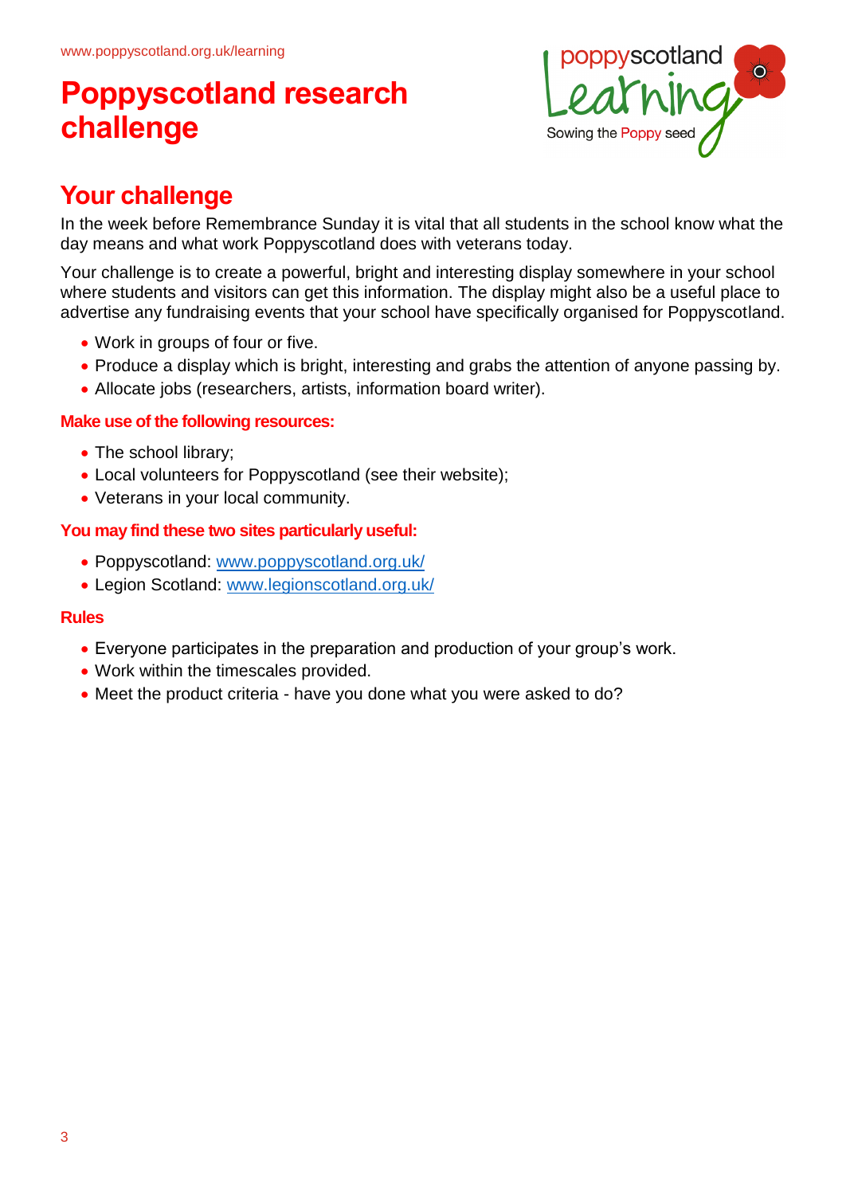# Poppyscotland research challenge

## Your challenge

In the week before Remembrance Sunday it is vital that all students in the school know what the day means and what work Poppyscotland does with veterans today.

Your challenge is to create a powerful, bright and interesting display somewhere in your school where students and visitors can get this information. The display might also be a useful place to advertise any fundraising events that your school have specifically organised for Poppyscotland.

- Work in groups of four or five.
- Produce a display which is bright, interesting and grabs the attention of anyone passing by.
- Allocate jobs (researchers, artists, information board writer).

### Make use of the following resources:

- The school library;
- Local volunteers for Poppyscotland (see their website);
- Veterans in your local community.

### You may find these two sites particularly useful:

- Poppyscotland: www.poppyscotland.org.uk/
- Legion Scotland: www.legionscotland.org.uk/

### Rules

- Everyone participates in the preparation and production of your group's work.
- Work within the timescales provided.
- Meet the product criteria - have you done what you were asked to do?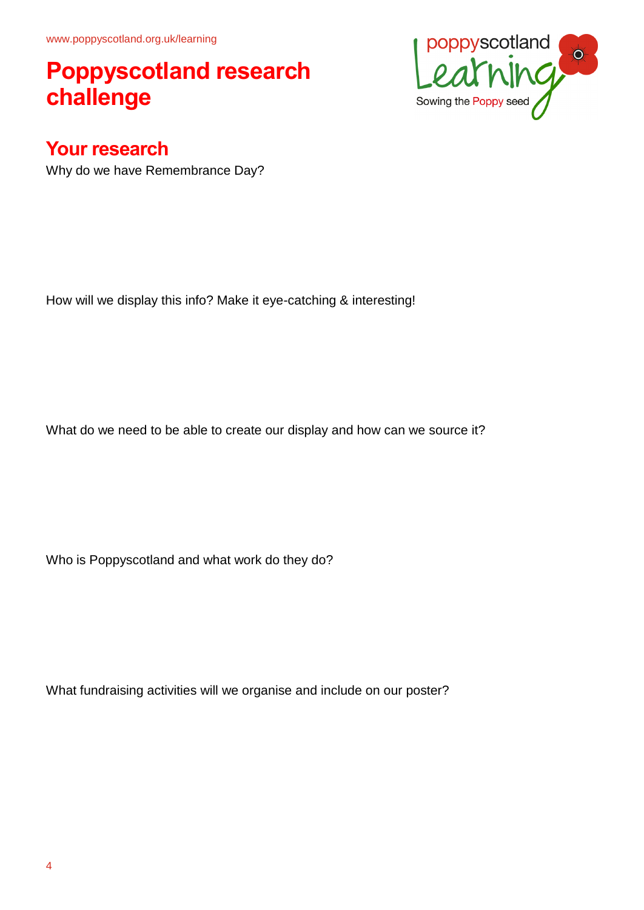# Poppyscotland research challenge

## Your research

Why do we have Remembrance Day?

How will we display this info? Make it eye-catching & interesting!

What do we need to be able to create our display and how can we source it?

Who is Poppyscotland and what work do they do?

What fundraising activities will we organise and include on our poster?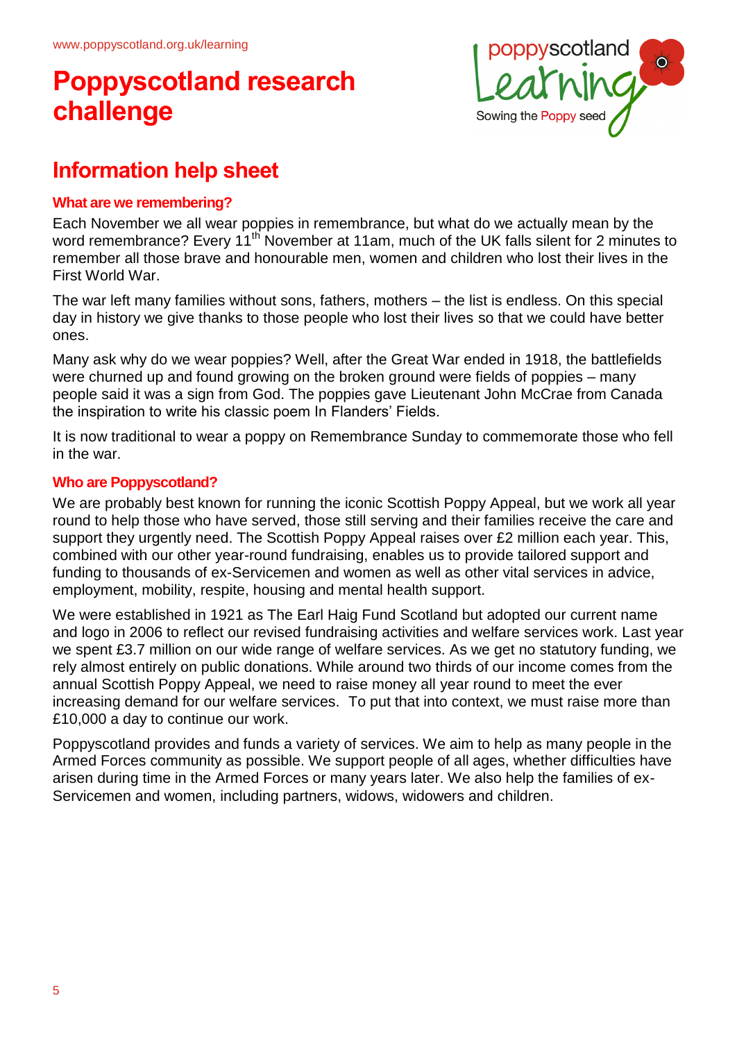# Poppyscotland research challenge

## Information help sheet

### What are we remembering?

Each November we all wear poppies in remembrance, but what do we actually mean by the word remembrance? Every 11th November at 11am, much of the UK falls silent for 2 minutes to remember all those brave and honourable men, women and children who lost their lives in the First World War.

The war left many families without sons, fathers, mothers – the list is endless. On this special day in history we give thanks to those people who lost their lives so that we could have better ones.

Many ask why do we wear poppies? Well, after the Great War ended in 1918, the battlefields were churned up and found growing on the broken ground were fields of poppies – many people said it was a sign from God. The poppies gave Lieutenant John McCrae from Canada the inspiration to write his classic poem In Flanders' Fields.

It is now traditional to wear a poppy on Remembrance Sunday to commemorate those who fell in the war.

### Who are Poppyscotland?

We are probably best known for running the iconic Scottish Poppy Appeal, but we work all year round to help those who have served, those still serving and their families receive the care and support they urgently need. The Scottish Poppy Appeal raises over £2 million each year. This, combined with our other year-round fundraising, enables us to provide tailored support and funding to thousands of ex-Servicemen and women as well as other vital services in advice, employment, mobility, respite, housing and mental health support.

We were established in 1921 as The Earl Haig Fund Scotland but adopted our current name and logo in 2006 to reflect our revised fundraising activities and welfare services work. Last year we spent £3.7 million on our wide range of welfare services. As we get no statutory funding, we rely almost entirely on public donations. While around two thirds of our income comes from the annual Scottish Poppy Appeal, we need to raise money all year round to meet the ever increasing demand for our welfare services. To put that into context, we must raise more than £10,000 a day to continue our work.

Poppyscotland provides and funds a variety of services. We aim to help as many people in the Armed Forces community as possible. We support people of all ages, whether difficulties have arisen during time in the Armed Forces or many years later. We also help the families of ex-Servicemen and women, including partners, widows, widowers and children.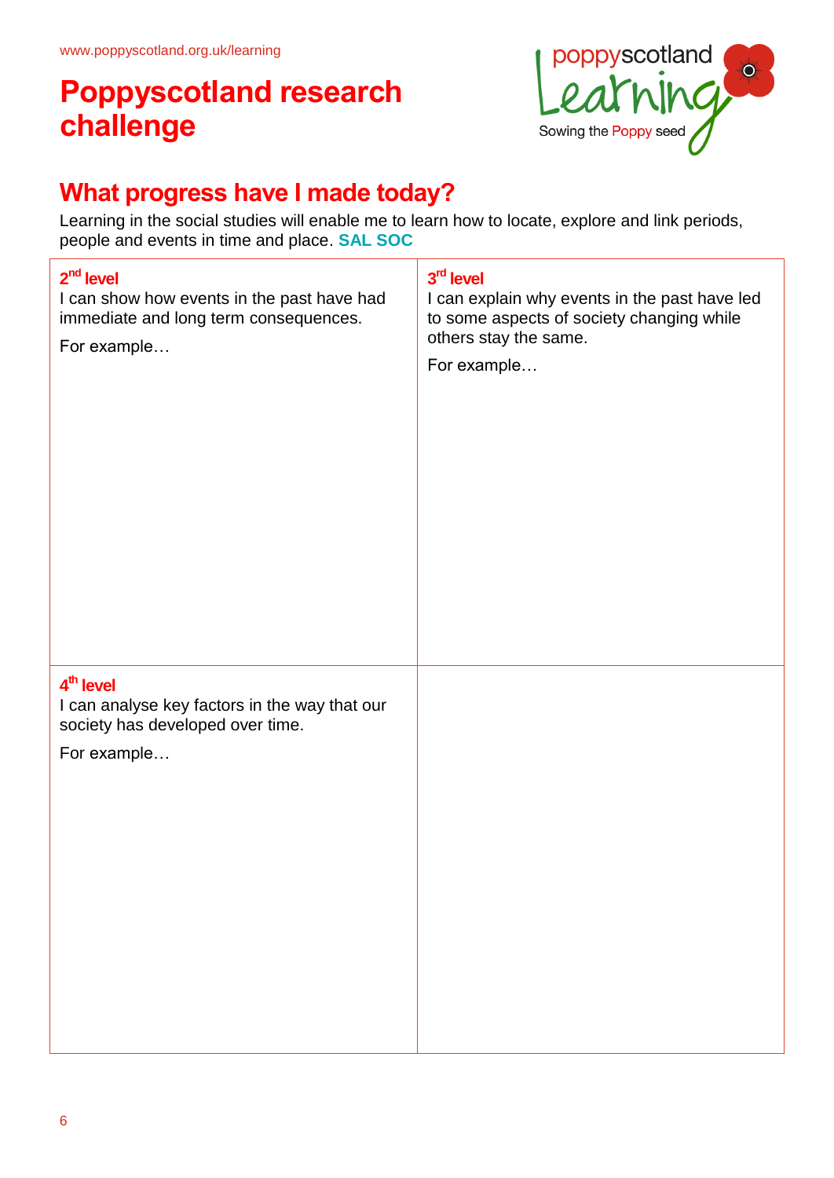# Poppyscotland research challenge

## What progress have I made today?

Learning in the social studies will enable me to learn how to locate, explore and link periods, people and events in time and place. **SAL SOC**

| 2nd level<br>I can show how events in the past have had immediate and long term consequences.<br>For example… | 3rd level<br>I can explain why events in the past have led to some aspects of society changing while others stay the same.<br>For example… |
|---|---|
| 4th level<br>I can analyse key factors in the way that our society has developed over time.<br>For example… | |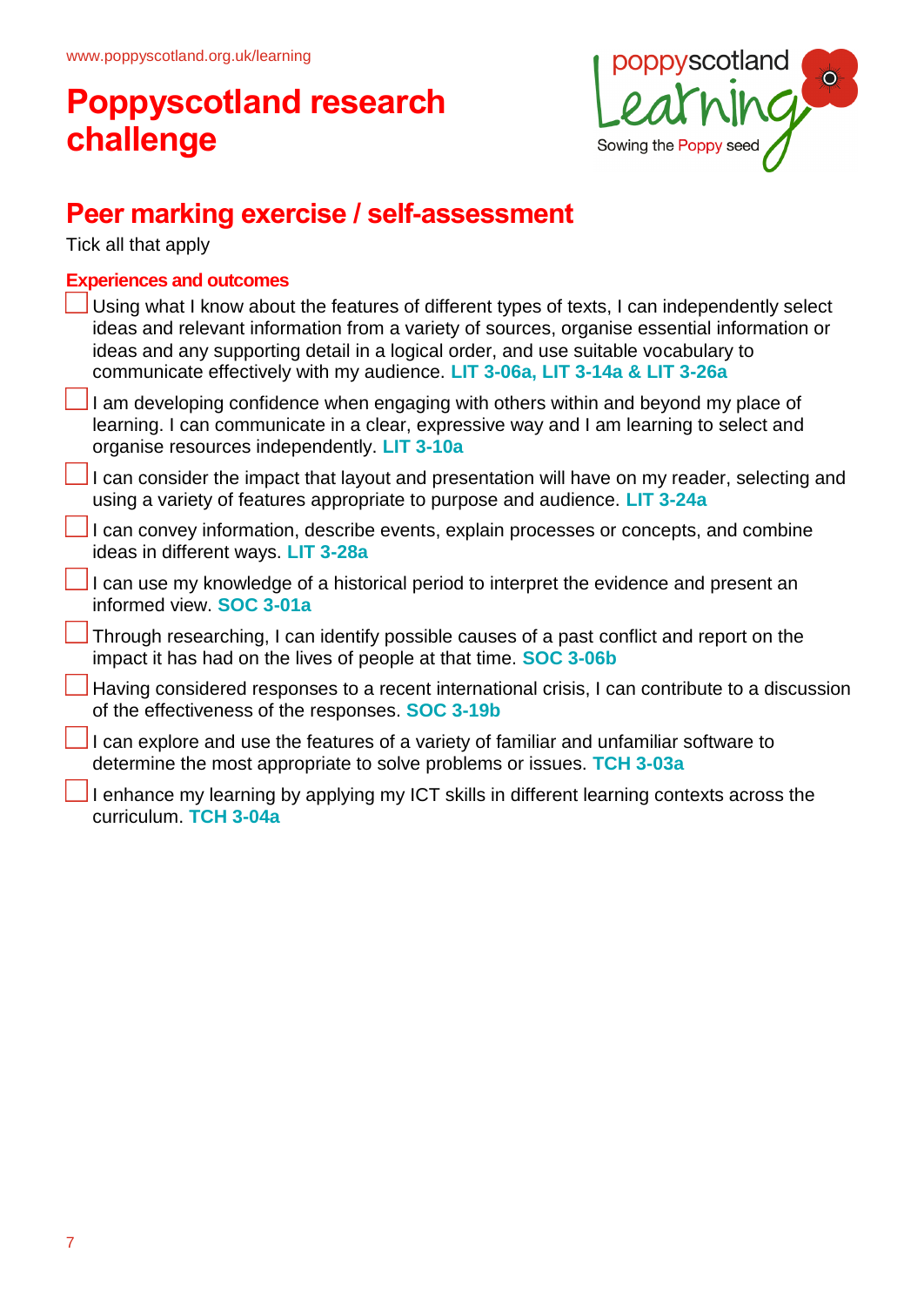# Poppyscotland research challenge

## Peer marking exercise / self-assessment

Tick all that apply

### Experiences and outcomes

- ☐ Using what I know about the features of different types of texts, I can independently select ideas and relevant information from a variety of sources, organise essential information or ideas and any supporting detail in a logical order, and use suitable vocabulary to communicate effectively with my audience. **LIT 3-06a, LIT 3-14a & LIT 3-26a**
- ☐ I am developing confidence when engaging with others within and beyond my place of learning. I can communicate in a clear, expressive way and I am learning to select and organise resources independently. **LIT 3-10a**
- ☐ I can consider the impact that layout and presentation will have on my reader, selecting and using a variety of features appropriate to purpose and audience. **LIT 3-24a**
- ☐ I can convey information, describe events, explain processes or concepts, and combine ideas in different ways. **LIT 3-28a**
- ☐ I can use my knowledge of a historical period to interpret the evidence and present an informed view. **SOC 3-01a**
- ☐ Through researching, I can identify possible causes of a past conflict and report on the impact it has had on the lives of people at that time. **SOC 3-06b**
- ☐ Having considered responses to a recent international crisis, I can contribute to a discussion of the effectiveness of the responses. **SOC 3-19b**
- ☐ I can explore and use the features of a variety of familiar and unfamiliar software to determine the most appropriate to solve problems or issues. **TCH 3-03a**
- ☐ I enhance my learning by applying my ICT skills in different learning contexts across the curriculum. **TCH 3-04a**